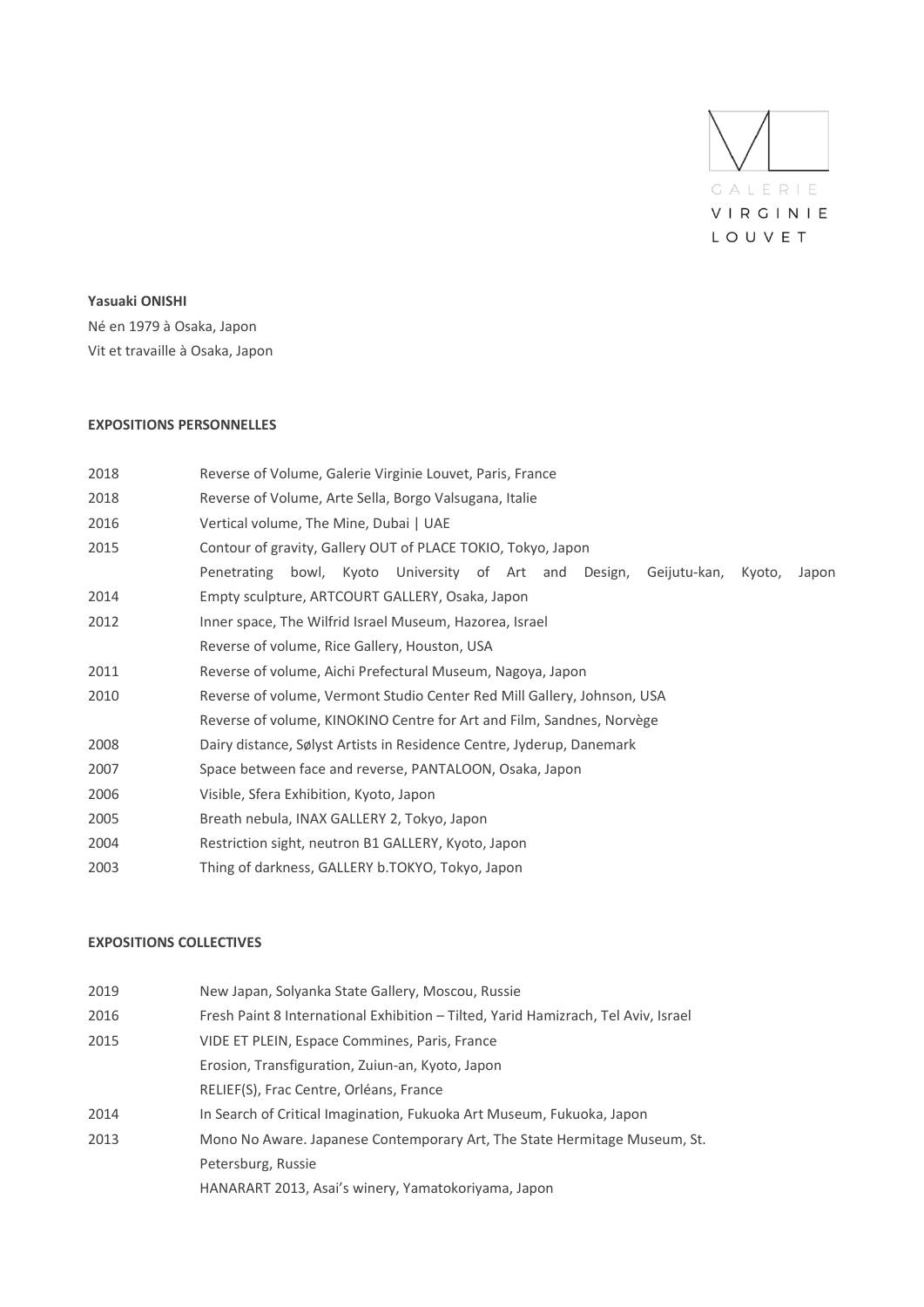GALERIE
VIRGINIE
LOUVET

**Yasuaki ONISHI**

Né en 1979 à Osaka, Japon

Vit et travaille à Osaka, Japon

**EXPOSITIONS PERSONNELLES**

| | |
|---|---|
| 2018 | Reverse of Volume, Galerie Virginie Louvet, Paris, France |
| 2018 | Reverse of Volume, Arte Sella, Borgo Valsugana, Italie |
| 2016 | Vertical volume, The Mine, Dubai \| UAE |
| 2015 | Contour of gravity, Gallery OUT of PLACE TOKIO, Tokyo, Japon |
| | Penetrating bowl, Kyoto University of Art and Design, Geijutu-kan, Kyoto, Japon |
| 2014 | Empty sculpture, ARTCOURT GALLERY, Osaka, Japon |
| 2012 | Inner space, The Wilfrid Israel Museum, Hazorea, Israel |
| | Reverse of volume, Rice Gallery, Houston, USA |
| 2011 | Reverse of volume, Aichi Prefectural Museum, Nagoya, Japon |
| 2010 | Reverse of volume, Vermont Studio Center Red Mill Gallery, Johnson, USA |
| | Reverse of volume, KINOKINO Centre for Art and Film, Sandnes, Norvège |
| 2008 | Dairy distance, Sølyst Artists in Residence Centre, Jyderup, Danemark |
| 2007 | Space between face and reverse, PANTALOON, Osaka, Japon |
| 2006 | Visible, Sfera Exhibition, Kyoto, Japon |
| 2005 | Breath nebula, INAX GALLERY 2, Tokyo, Japon |
| 2004 | Restriction sight, neutron B1 GALLERY, Kyoto, Japon |
| 2003 | Thing of darkness, GALLERY b.TOKYO, Tokyo, Japon |

**EXPOSITIONS COLLECTIVES**

| | |
|---|---|
| 2019 | New Japan, Solyanka State Gallery, Moscou, Russie |
| 2016 | Fresh Paint 8 International Exhibition – Tilted, Yarid Hamizrach, Tel Aviv, Israel |
| 2015 | VIDE ET PLEIN, Espace Commines, Paris, France |
| | Erosion, Transfiguration, Zuiun-an, Kyoto, Japon |
| | RELIEF(S), Frac Centre, Orléans, France |
| 2014 | In Search of Critical Imagination, Fukuoka Art Museum, Fukuoka, Japon |
| 2013 | Mono No Aware. Japanese Contemporary Art, The State Hermitage Museum, St. Petersburg, Russie |
| | HANARART 2013, Asai's winery, Yamatokoriyama, Japon |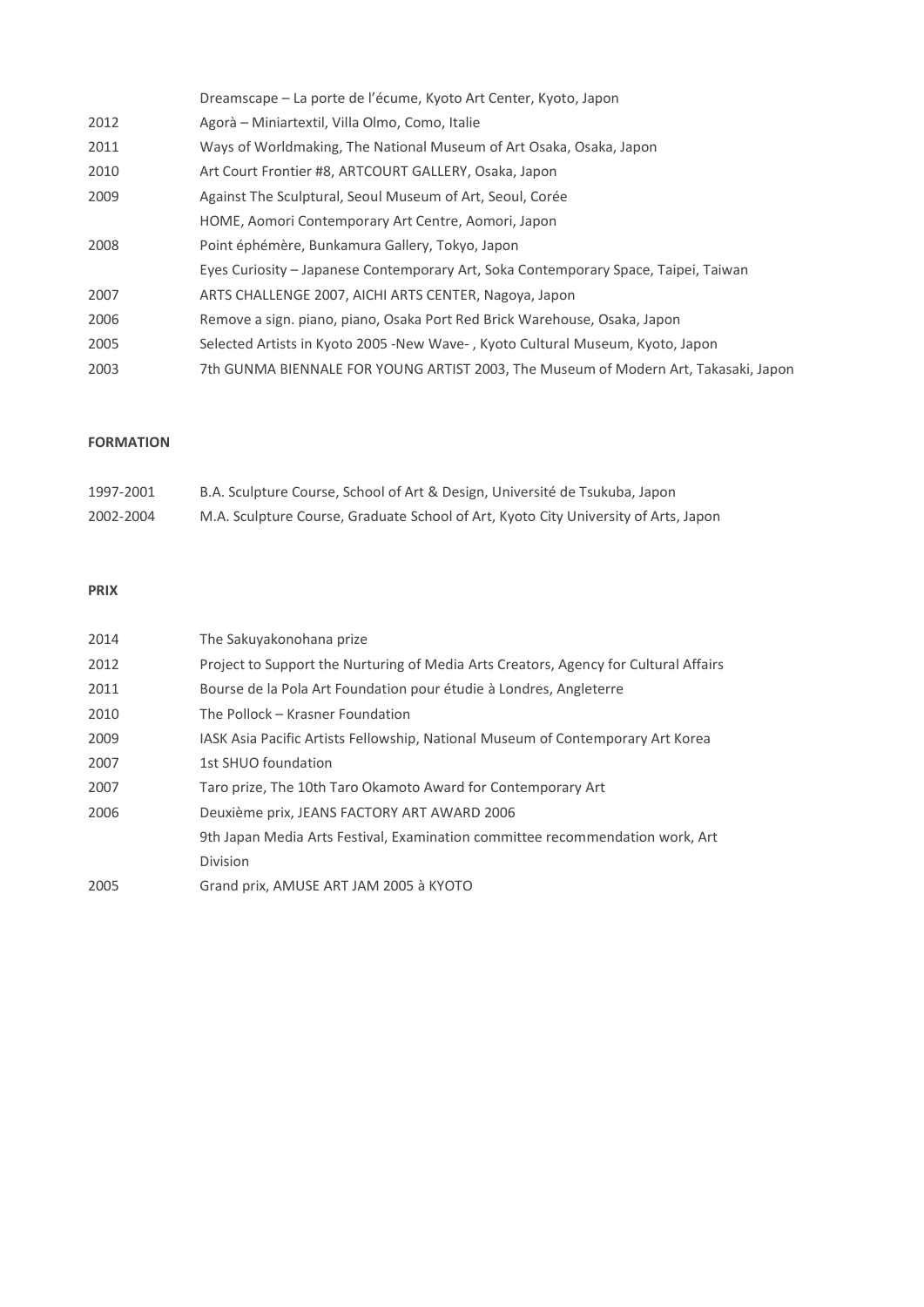| | |
|---|---|
| | Dreamscape – La porte de l'écume, Kyoto Art Center, Kyoto, Japon |
| 2012 | Agorà – Miniartextil, Villa Olmo, Como, Italie |
| 2011 | Ways of Worldmaking, The National Museum of Art Osaka, Osaka, Japon |
| 2010 | Art Court Frontier #8, ARTCOURT GALLERY, Osaka, Japon |
| 2009 | Against The Sculptural, Seoul Museum of Art, Seoul, Corée |
| | HOME, Aomori Contemporary Art Centre, Aomori, Japon |
| 2008 | Point éphémère, Bunkamura Gallery, Tokyo, Japon |
| | Eyes Curiosity – Japanese Contemporary Art, Soka Contemporary Space, Taipei, Taiwan |
| 2007 | ARTS CHALLENGE 2007, AICHI ARTS CENTER, Nagoya, Japon |
| 2006 | Remove a sign. piano, piano, Osaka Port Red Brick Warehouse, Osaka, Japon |
| 2005 | Selected Artists in Kyoto 2005 -New Wave- , Kyoto Cultural Museum, Kyoto, Japon |
| 2003 | 7th GUNMA BIENNALE FOR YOUNG ARTIST 2003, The Museum of Modern Art, Takasaki, Japon |

**FORMATION**

| | |
|---|---|
| 1997-2001 | B.A. Sculpture Course, School of Art & Design, Université de Tsukuba, Japon |
| 2002-2004 | M.A. Sculpture Course, Graduate School of Art, Kyoto City University of Arts, Japon |

**PRIX**

| | |
|---|---|
| 2014 | The Sakuyakonohana prize |
| 2012 | Project to Support the Nurturing of Media Arts Creators, Agency for Cultural Affairs |
| 2011 | Bourse de la Pola Art Foundation pour étudie à Londres, Angleterre |
| 2010 | The Pollock – Krasner Foundation |
| 2009 | IASK Asia Pacific Artists Fellowship, National Museum of Contemporary Art Korea |
| 2007 | 1st SHUO foundation |
| 2007 | Taro prize, The 10th Taro Okamoto Award for Contemporary Art |
| 2006 | Deuxième prix, JEANS FACTORY ART AWARD 2006 |
| | 9th Japan Media Arts Festival, Examination committee recommendation work, Art Division |
| 2005 | Grand prix, AMUSE ART JAM 2005 à KYOTO |